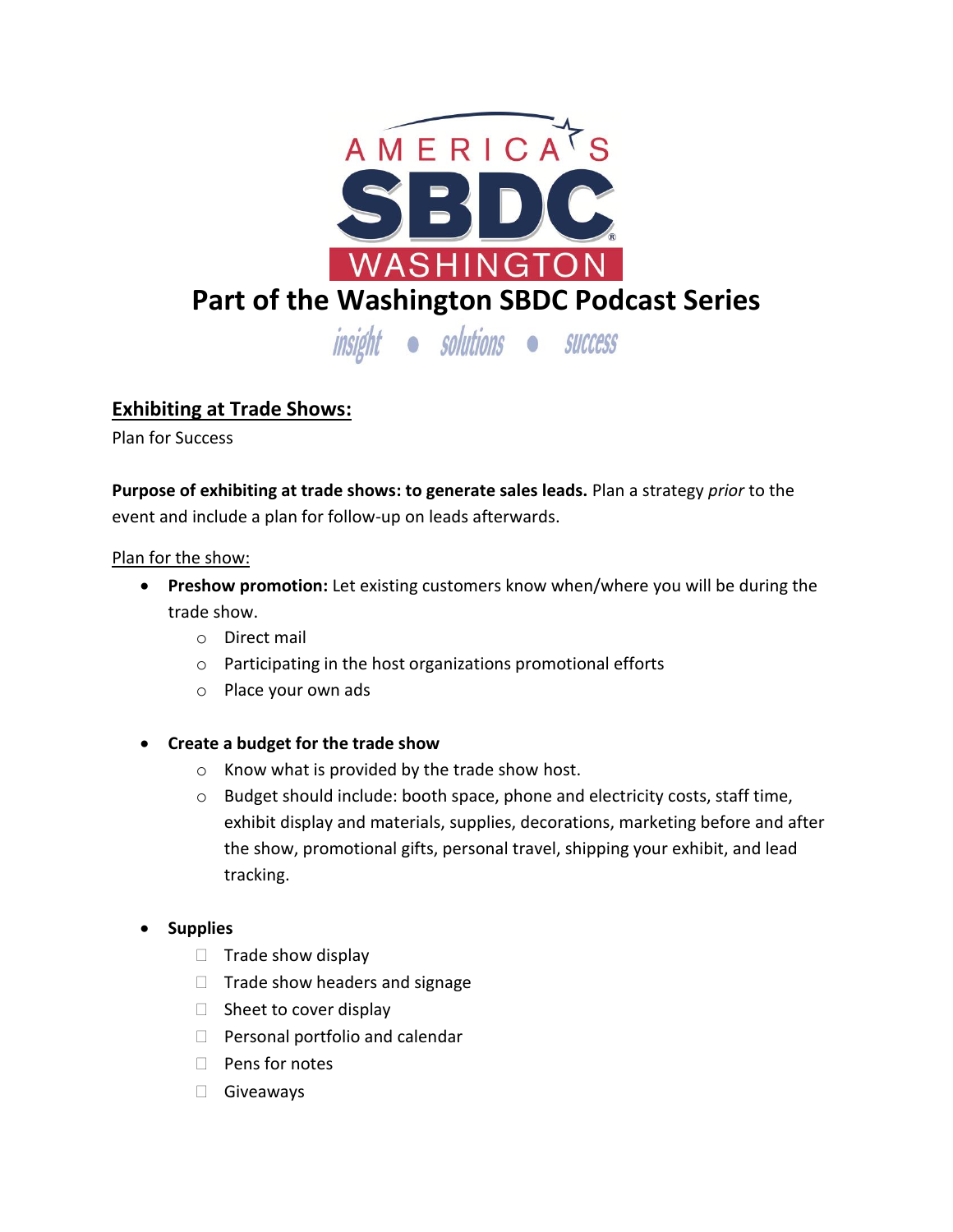AMERICA'S SBDC WASHINGTON

# Part of the Washington SBDC Podcast Series

insight • solutions • success

## Exhibiting at Trade Shows:

Plan for Success

**Purpose of exhibiting at trade shows: to generate sales leads.** Plan a strategy *prior* to the event and include a plan for follow-up on leads afterwards.

Plan for the show:

- **Preshow promotion:** Let existing customers know when/where you will be during the trade show.
  - Direct mail
  - Participating in the host organizations promotional efforts
  - Place your own ads

- **Create a budget for the trade show**
  - Know what is provided by the trade show host.
  - Budget should include: booth space, phone and electricity costs, staff time, exhibit display and materials, supplies, decorations, marketing before and after the show, promotional gifts, personal travel, shipping your exhibit, and lead tracking.

- **Supplies**
  - ☐ Trade show display
  - ☐ Trade show headers and signage
  - ☐ Sheet to cover display
  - ☐ Personal portfolio and calendar
  - ☐ Pens for notes
  - ☐ Giveaways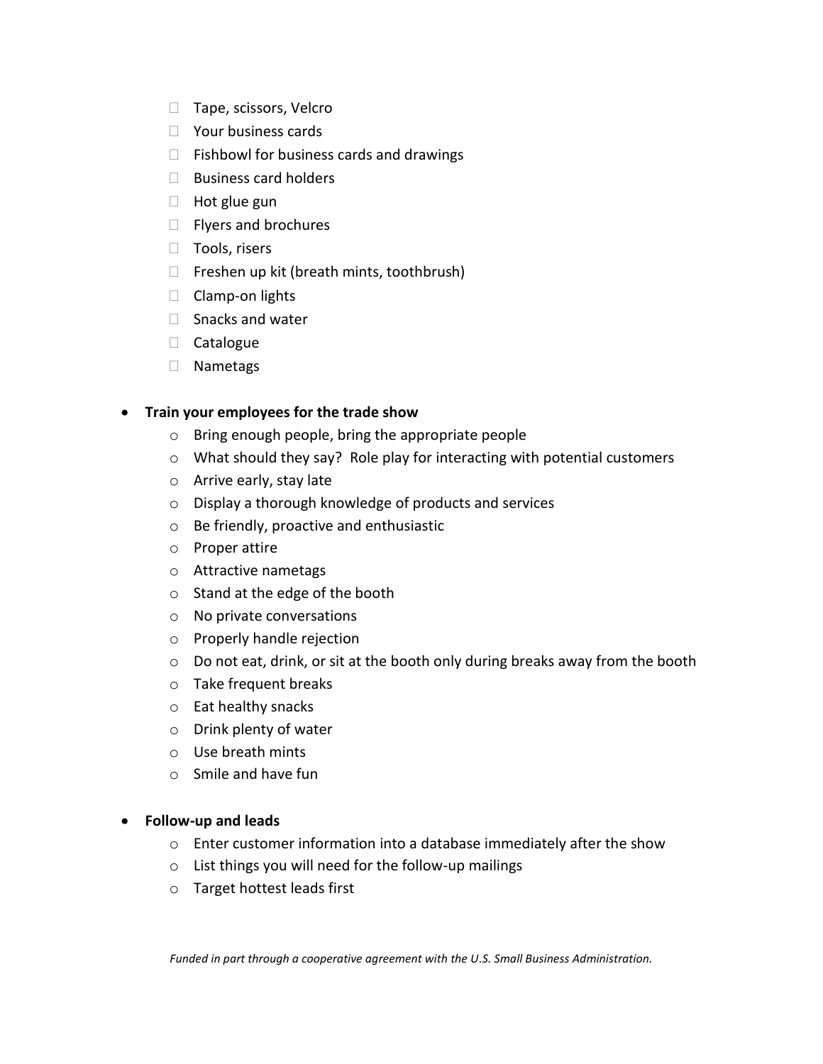- [ ] Tape, scissors, Velcro
- [ ] Your business cards
- [ ] Fishbowl for business cards and drawings
- [ ] Business card holders
- [ ] Hot glue gun
- [ ] Flyers and brochures
- [ ] Tools, risers
- [ ] Freshen up kit (breath mints, toothbrush)
- [ ] Clamp-on lights
- [ ] Snacks and water
- [ ] Catalogue
- [ ] Nametags

- **Train your employees for the trade show**
  - Bring enough people, bring the appropriate people
  - What should they say? Role play for interacting with potential customers
  - Arrive early, stay late
  - Display a thorough knowledge of products and services
  - Be friendly, proactive and enthusiastic
  - Proper attire
  - Attractive nametags
  - Stand at the edge of the booth
  - No private conversations
  - Properly handle rejection
  - Do not eat, drink, or sit at the booth only during breaks away from the booth
  - Take frequent breaks
  - Eat healthy snacks
  - Drink plenty of water
  - Use breath mints
  - Smile and have fun

- **Follow-up and leads**
  - Enter customer information into a database immediately after the show
  - List things you will need for the follow-up mailings
  - Target hottest leads first

*Funded in part through a cooperative agreement with the U.S. Small Business Administration.*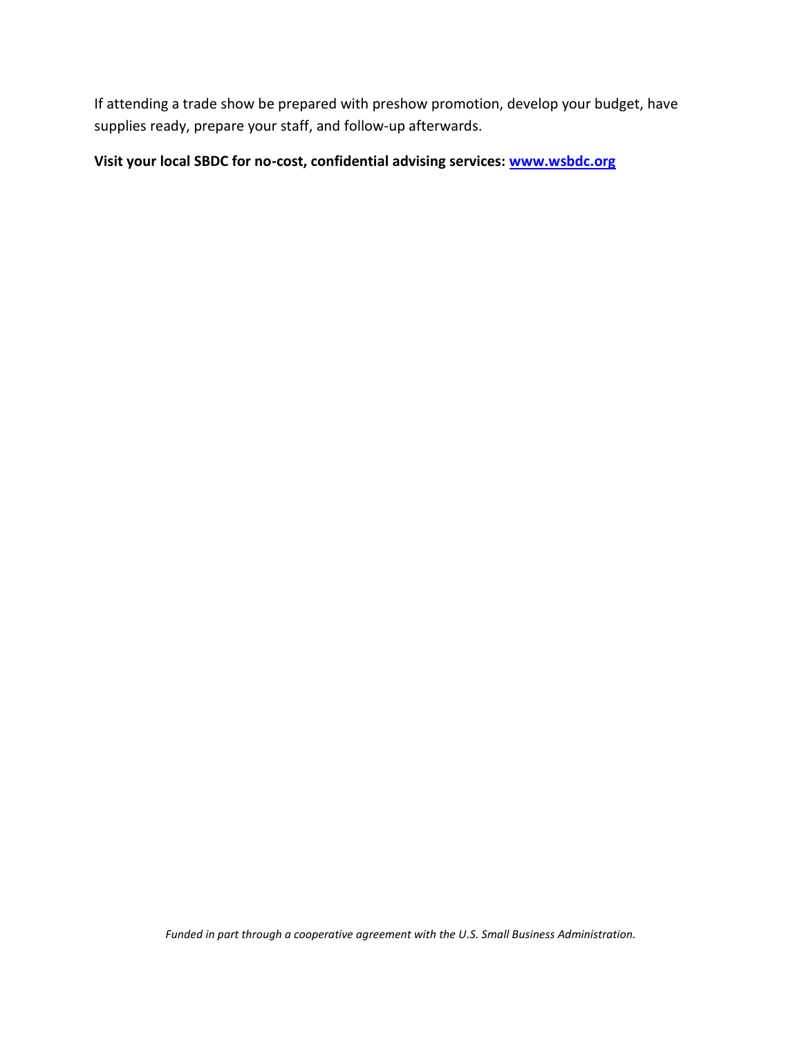If attending a trade show be prepared with preshow promotion, develop your budget, have supplies ready, prepare your staff, and follow-up afterwards.

**Visit your local SBDC for no-cost, confidential advising services: [www.wsbdc.org](http://www.wsbdc.org)**

*Funded in part through a cooperative agreement with the U.S. Small Business Administration.*